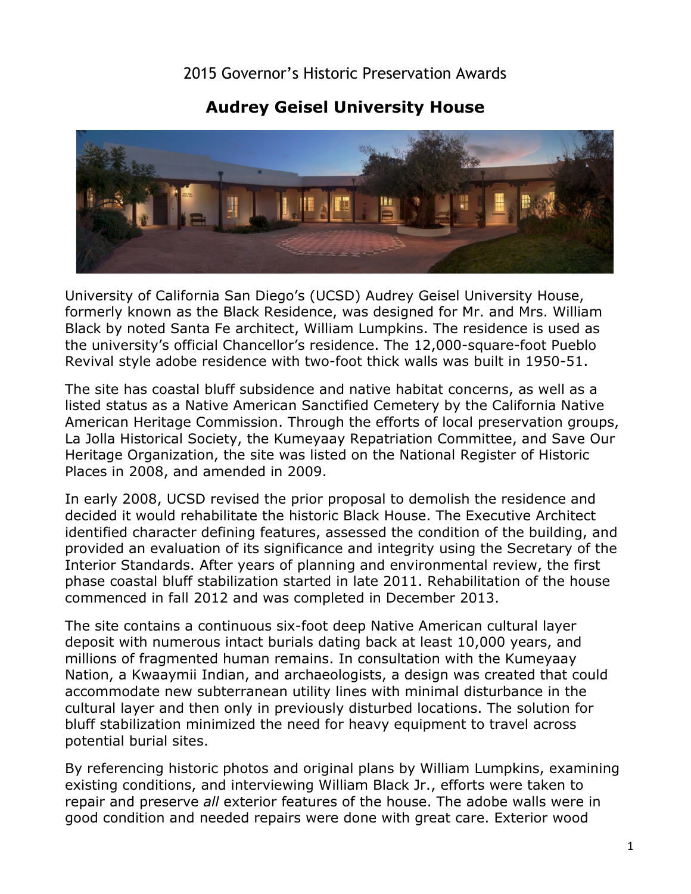2015 Governor's Historic Preservation Awards

# Audrey Geisel University House

University of California San Diego's (UCSD) Audrey Geisel University House, formerly known as the Black Residence, was designed for Mr. and Mrs. William Black by noted Santa Fe architect, William Lumpkins. The residence is used as the university's official Chancellor's residence. The 12,000-square-foot Pueblo Revival style adobe residence with two-foot thick walls was built in 1950-51.

The site has coastal bluff subsidence and native habitat concerns, as well as a listed status as a Native American Sanctified Cemetery by the California Native American Heritage Commission. Through the efforts of local preservation groups, La Jolla Historical Society, the Kumeyaay Repatriation Committee, and Save Our Heritage Organization, the site was listed on the National Register of Historic Places in 2008, and amended in 2009.

In early 2008, UCSD revised the prior proposal to demolish the residence and decided it would rehabilitate the historic Black House. The Executive Architect identified character defining features, assessed the condition of the building, and provided an evaluation of its significance and integrity using the Secretary of the Interior Standards. After years of planning and environmental review, the first phase coastal bluff stabilization started in late 2011. Rehabilitation of the house commenced in fall 2012 and was completed in December 2013.

The site contains a continuous six-foot deep Native American cultural layer deposit with numerous intact burials dating back at least 10,000 years, and millions of fragmented human remains. In consultation with the Kumeyaay Nation, a Kwaaymii Indian, and archaeologists, a design was created that could accommodate new subterranean utility lines with minimal disturbance in the cultural layer and then only in previously disturbed locations. The solution for bluff stabilization minimized the need for heavy equipment to travel across potential burial sites.

By referencing historic photos and original plans by William Lumpkins, examining existing conditions, and interviewing William Black Jr., efforts were taken to repair and preserve *all* exterior features of the house. The adobe walls were in good condition and needed repairs were done with great care. Exterior wood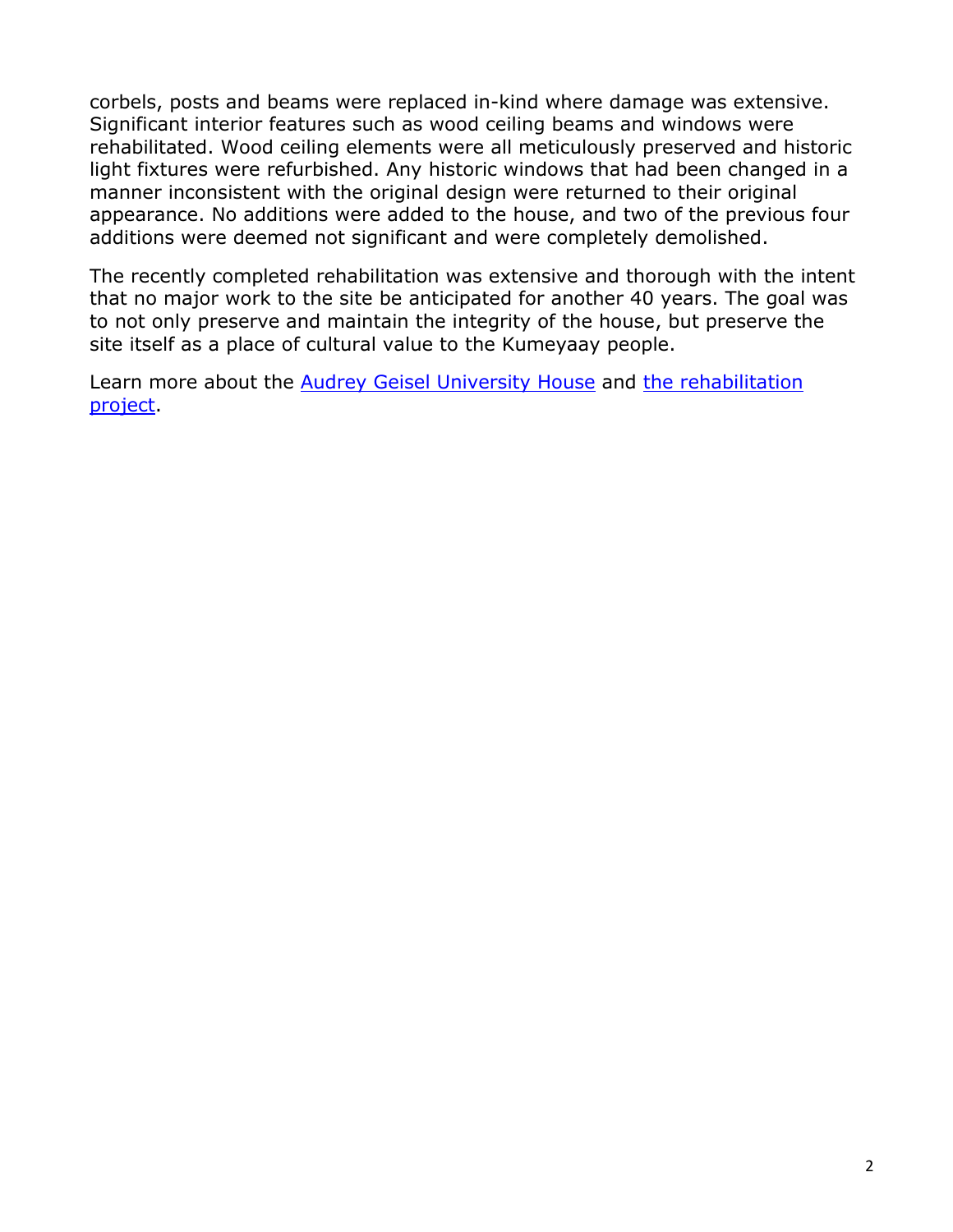corbels, posts and beams were replaced in-kind where damage was extensive. Significant interior features such as wood ceiling beams and windows were rehabilitated. Wood ceiling elements were all meticulously preserved and historic light fixtures were refurbished. Any historic windows that had been changed in a manner inconsistent with the original design were returned to their original appearance. No additions were added to the house, and two of the previous four additions were deemed not significant and were completely demolished.

The recently completed rehabilitation was extensive and thorough with the intent that no major work to the site be anticipated for another 40 years. The goal was to not only preserve and maintain the integrity of the house, but preserve the site itself as a place of cultural value to the Kumeyaay people.

Learn more about the Audrey Geisel University House and the rehabilitation project.